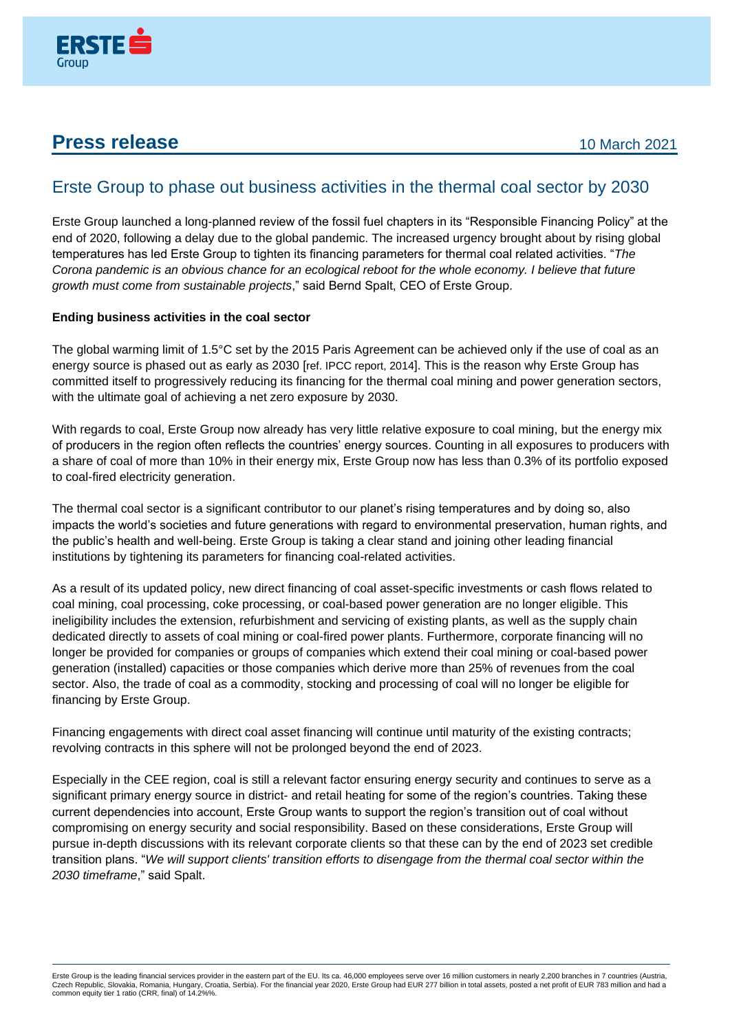# Press release

10 March 2021

## Erste Group to phase out business activities in the thermal coal sector by 2030

Erste Group launched a long-planned review of the fossil fuel chapters in its "Responsible Financing Policy" at the end of 2020, following a delay due to the global pandemic. The increased urgency brought about by rising global temperatures has led Erste Group to tighten its financing parameters for thermal coal related activities. "*The Corona pandemic is an obvious chance for an ecological reboot for the whole economy. I believe that future growth must come from sustainable projects*," said Bernd Spalt, CEO of Erste Group.

**Ending business activities in the coal sector**

The global warming limit of 1.5°C set by the 2015 Paris Agreement can be achieved only if the use of coal as an energy source is phased out as early as 2030 [ref. IPCC report, 2014]. This is the reason why Erste Group has committed itself to progressively reducing its financing for the thermal coal mining and power generation sectors, with the ultimate goal of achieving a net zero exposure by 2030.

With regards to coal, Erste Group now already has very little relative exposure to coal mining, but the energy mix of producers in the region often reflects the countries' energy sources. Counting in all exposures to producers with a share of coal of more than 10% in their energy mix, Erste Group now has less than 0.3% of its portfolio exposed to coal-fired electricity generation.

The thermal coal sector is a significant contributor to our planet's rising temperatures and by doing so, also impacts the world's societies and future generations with regard to environmental preservation, human rights, and the public's health and well-being. Erste Group is taking a clear stand and joining other leading financial institutions by tightening its parameters for financing coal-related activities.

As a result of its updated policy, new direct financing of coal asset-specific investments or cash flows related to coal mining, coal processing, coke processing, or coal-based power generation are no longer eligible. This ineligibility includes the extension, refurbishment and servicing of existing plants, as well as the supply chain dedicated directly to assets of coal mining or coal-fired power plants. Furthermore, corporate financing will no longer be provided for companies or groups of companies which extend their coal mining or coal-based power generation (installed) capacities or those companies which derive more than 25% of revenues from the coal sector. Also, the trade of coal as a commodity, stocking and processing of coal will no longer be eligible for financing by Erste Group.

Financing engagements with direct coal asset financing will continue until maturity of the existing contracts; revolving contracts in this sphere will not be prolonged beyond the end of 2023.

Especially in the CEE region, coal is still a relevant factor ensuring energy security and continues to serve as a significant primary energy source in district- and retail heating for some of the region's countries. Taking these current dependencies into account, Erste Group wants to support the region's transition out of coal without compromising on energy security and social responsibility. Based on these considerations, Erste Group will pursue in-depth discussions with its relevant corporate clients so that these can by the end of 2023 set credible transition plans. "*We will support clients' transition efforts to disengage from the thermal coal sector within the 2030 timeframe*," said Spalt.

Erste Group is the leading financial services provider in the eastern part of the EU. Its ca. 46,000 employees serve over 16 million customers in nearly 2,200 branches in 7 countries (Austria, Czech Republic, Slovakia, Romania, Hungary, Croatia, Serbia). For the financial year 2020, Erste Group had EUR 277 billion in total assets, posted a net profit of EUR 783 million and had a common equity tier 1 ratio (CRR, final) of 14.2%%.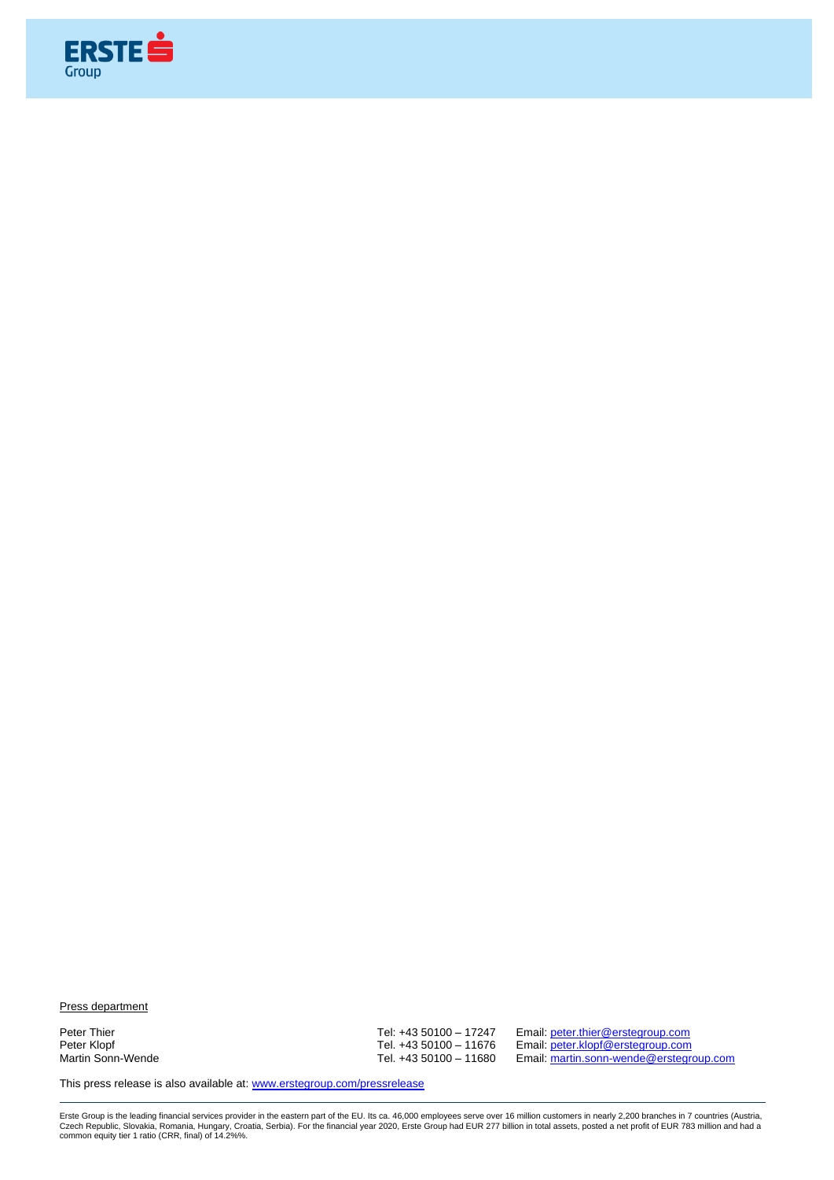Press department

| | | |
|---|---|---|
| Peter Thier | Tel: +43 50100 – 17247 | Email: peter.thier@erstegroup.com |
| Peter Klopf | Tel. +43 50100 – 11676 | Email: peter.klopf@erstegroup.com |
| Martin Sonn-Wende | Tel. +43 50100 – 11680 | Email: martin.sonn-wende@erstegroup.com |

This press release is also available at: www.erstegroup.com/pressrelease

Erste Group is the leading financial services provider in the eastern part of the EU. Its ca. 46,000 employees serve over 16 million customers in nearly 2,200 branches in 7 countries (Austria, Czech Republic, Slovakia, Romania, Hungary, Croatia, Serbia). For the financial year 2020, Erste Group had EUR 277 billion in total assets, posted a net profit of EUR 783 million and had a common equity tier 1 ratio (CRR, final) of 14.2%%.